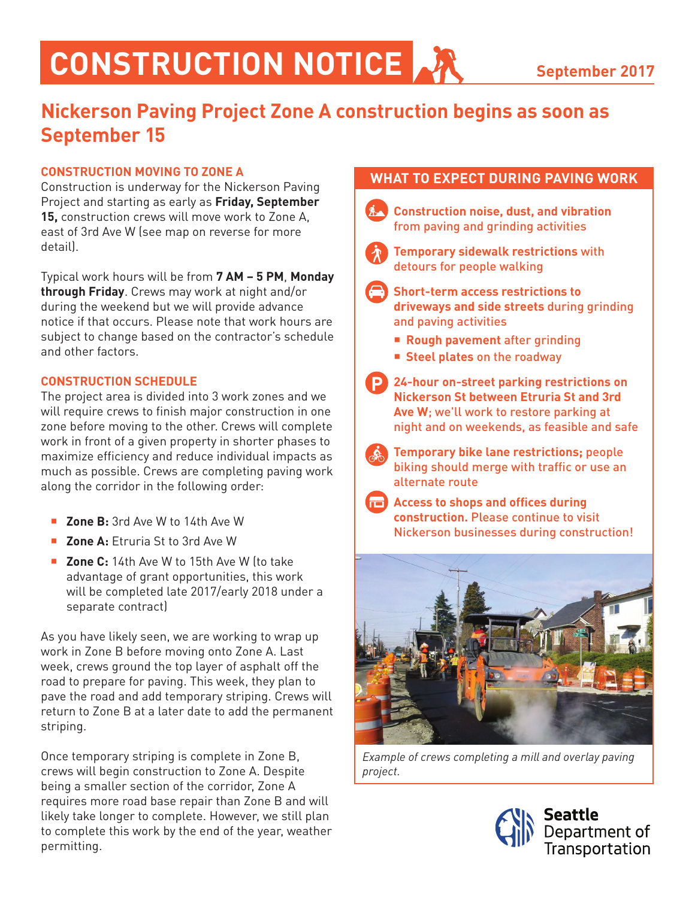# CONSTRUCTION NOTICE

September 2017

## Nickerson Paving Project Zone A construction begins as soon as September 15

### CONSTRUCTION MOVING TO ZONE A

Construction is underway for the Nickerson Paving Project and starting as early as **Friday, September 15,** construction crews will move work to Zone A, east of 3rd Ave W (see map on reverse for more detail).

Typical work hours will be from **7 AM – 5 PM**, **Monday through Friday**. Crews may work at night and/or during the weekend but we will provide advance notice if that occurs. Please note that work hours are subject to change based on the contractor's schedule and other factors.

### CONSTRUCTION SCHEDULE

The project area is divided into 3 work zones and we will require crews to finish major construction in one zone before moving to the other. Crews will complete work in front of a given property in shorter phases to maximize efficiency and reduce individual impacts as much as possible. Crews are completing paving work along the corridor in the following order:

- **Zone B:** 3rd Ave W to 14th Ave W
- **Zone A:** Etruria St to 3rd Ave W
- **Zone C:** 14th Ave W to 15th Ave W (to take advantage of grant opportunities, this work will be completed late 2017/early 2018 under a separate contract)

As you have likely seen, we are working to wrap up work in Zone B before moving onto Zone A. Last week, crews ground the top layer of asphalt off the road to prepare for paving. This week, they plan to pave the road and add temporary striping. Crews will return to Zone B at a later date to add the permanent striping.

Once temporary striping is complete in Zone B, crews will begin construction to Zone A. Despite being a smaller section of the corridor, Zone A requires more road base repair than Zone B and will likely take longer to complete. However, we still plan to complete this work by the end of the year, weather permitting.

### WHAT TO EXPECT DURING PAVING WORK

- **Construction noise, dust, and vibration** from paving and grinding activities
- **Temporary sidewalk restrictions** with detours for people walking
- **Short-term access restrictions to driveways and side streets** during grinding and paving activities
  - **Rough pavement** after grinding
  - **Steel plates** on the roadway
- **24-hour on-street parking restrictions on Nickerson St between Etruria St and 3rd Ave W**; we'll work to restore parking at night and on weekends, as feasible and safe
- **Temporary bike lane restrictions;** people biking should merge with traffic or use an alternate route
- **Access to shops and offices during construction.** Please continue to visit Nickerson businesses during construction!

*Example of crews completing a mill and overlay paving project.*

Seattle Department of Transportation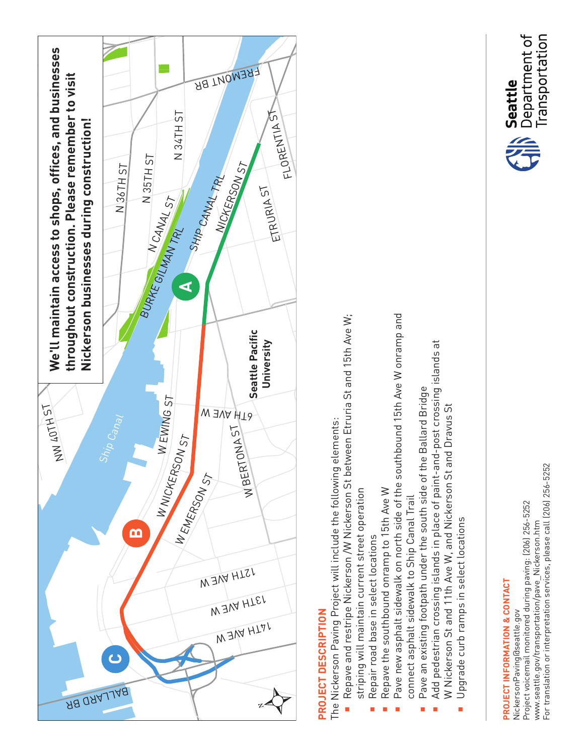**We'll maintain access to shops, offices, and businesses throughout construction. Please remember to visit Nickerson businesses during construction!**

## PROJECT DESCRIPTION

The Nickerson Paving Project will include the following elements:

- Repave and restripe Nickerson /W Nickerson St between Etruria St and 15th Ave W; striping will maintain current street operation
- Repair road base in select locations
- Repave the southbound onramp to 15th Ave W
- Pave new asphalt sidewalk on north side of the southbound 15th Ave W onramp and connect asphalt sidewalk to Ship Canal Trail
- Pave an existing footpath under the south side of the Ballard Bridge
- Add pedestrian crossing islands in place of paint-and-post crossing islands at W Nickerson St and 11th Ave W, and Nickerson St and Dravus St
- Upgrade curb ramps in select locations

## PROJECT INFORMATION & CONTACT

NickersonPaving@seattle.gov
Project voicemail monitored during paving: (206) 256-5252
www.seattle.gov/transportation/pave_Nickerson.htm
For translation or interpretation services, please call (206) 256-5252

Seattle Department of Transportation